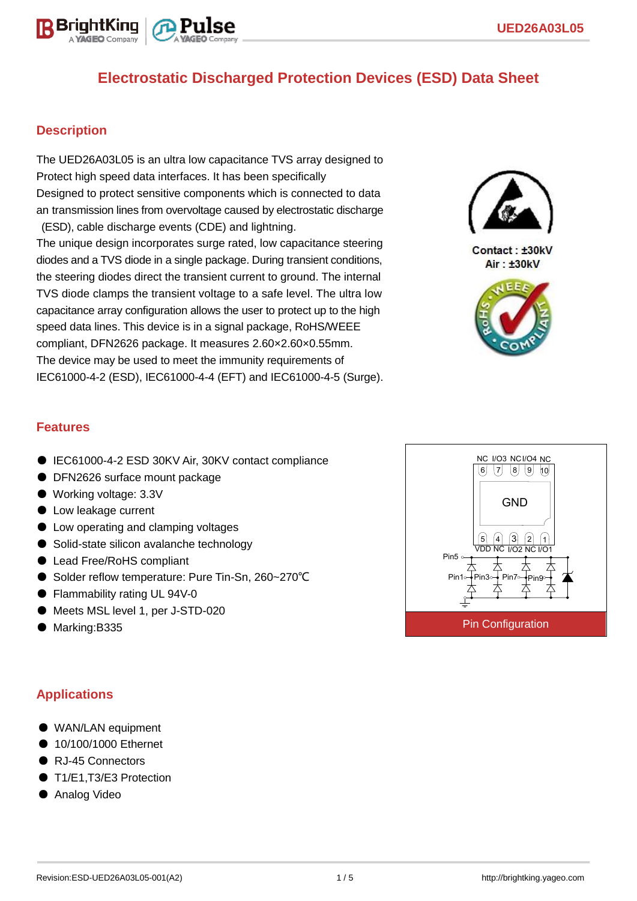# Electrostatic Discharged Protection Devices (ESD) Data Sheet

## Description

The UED26A03L05 is an ultra low capacitance TVS array designed to Protect high speed data interfaces. It has been specifically Designed to protect sensitive components which is connected to data an transmission lines from overvoltage caused by electrostatic discharge (ESD), cable discharge events (CDE) and lightning.

The unique design incorporates surge rated, low capacitance steering diodes and a TVS diode in a single package. During transient conditions, the steering diodes direct the transient current to ground. The internal TVS diode clamps the transient voltage to a safe level. The ultra low capacitance array configuration allows the user to protect up to the high speed data lines. This device is in a signal package, RoHS/WEEE compliant, DFN2626 package. It measures 2.60×2.60×0.55mm.

The device may be used to meet the immunity requirements of IEC61000-4-2 (ESD), IEC61000-4-4 (EFT) and IEC61000-4-5 (Surge).

Contact : ±30kV
Air : ±30kV

## Features

- IEC61000-4-2 ESD 30KV Air, 30KV contact compliance
- DFN2626 surface mount package
- Working voltage: 3.3V
- Low leakage current
- Low operating and clamping voltages
- Solid-state silicon avalanche technology
- Lead Free/RoHS compliant
- Solder reflow temperature: Pure Tin-Sn, 260~270℃
- Flammability rating UL 94V-0
- Meets MSL level 1, per J-STD-020
- Marking:B335

NC I/O3 NC I/O4 NC
6 7 8 9 10
GND
5 4 3 2 1
VDD NC I/O2 NC I/O1

Pin5, Pin1, Pin3, Pin7, Pin9

Pin Configuration

## Applications

- WAN/LAN equipment
- 10/100/1000 Ethernet
- RJ-45 Connectors
- T1/E1,T3/E3 Protection
- Analog Video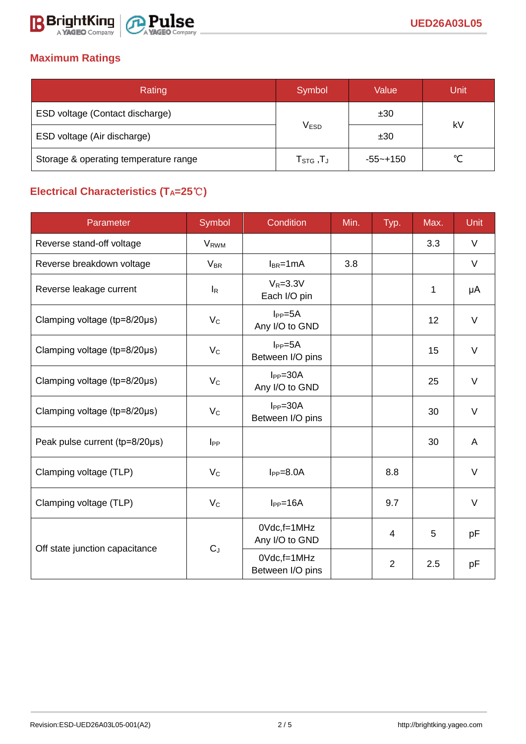## Maximum Ratings

| Rating | Symbol | Value | Unit |
|---|---|---|---|
| ESD voltage (Contact discharge) | $V_{ESD}$ | ±30 | kV |
| ESD voltage (Air discharge) | | ±30 | |
| Storage & operating temperature range | $T_{STG}$ ,$T_J$ | -55~+150 | ℃ |

## Electrical Characteristics ($T_A$=25℃)

| Parameter | Symbol | Condition | Min. | Typ. | Max. | Unit |
|---|---|---|---|---|---|---|
| Reverse stand-off voltage | $V_{RWM}$ | | | | 3.3 | V |
| Reverse breakdown voltage | $V_{BR}$ | $I_{BR}$=1mA | 3.8 | | | V |
| Reverse leakage current | $I_R$ | $V_R$=3.3V Each I/O pin | | | 1 | μA |
| Clamping voltage (tp=8/20μs) | $V_C$ | $I_{PP}$=5A Any I/O to GND | | | 12 | V |
| Clamping voltage (tp=8/20μs) | $V_C$ | $I_{PP}$=5A Between I/O pins | | | 15 | V |
| Clamping voltage (tp=8/20μs) | $V_C$ | $I_{PP}$=30A Any I/O to GND | | | 25 | V |
| Clamping voltage (tp=8/20μs) | $V_C$ | $I_{PP}$=30A Between I/O pins | | | 30 | V |
| Peak pulse current (tp=8/20μs) | $I_{PP}$ | | | | 30 | A |
| Clamping voltage (TLP) | $V_C$ | $I_{PP}$=8.0A | | 8.8 | | V |
| Clamping voltage (TLP) | $V_C$ | $I_{PP}$=16A | | 9.7 | | V |
| Off state junction capacitance | $C_J$ | 0Vdc,f=1MHz Any I/O to GND | | 4 | 5 | pF |
| | | 0Vdc,f=1MHz Between I/O pins | | 2 | 2.5 | pF |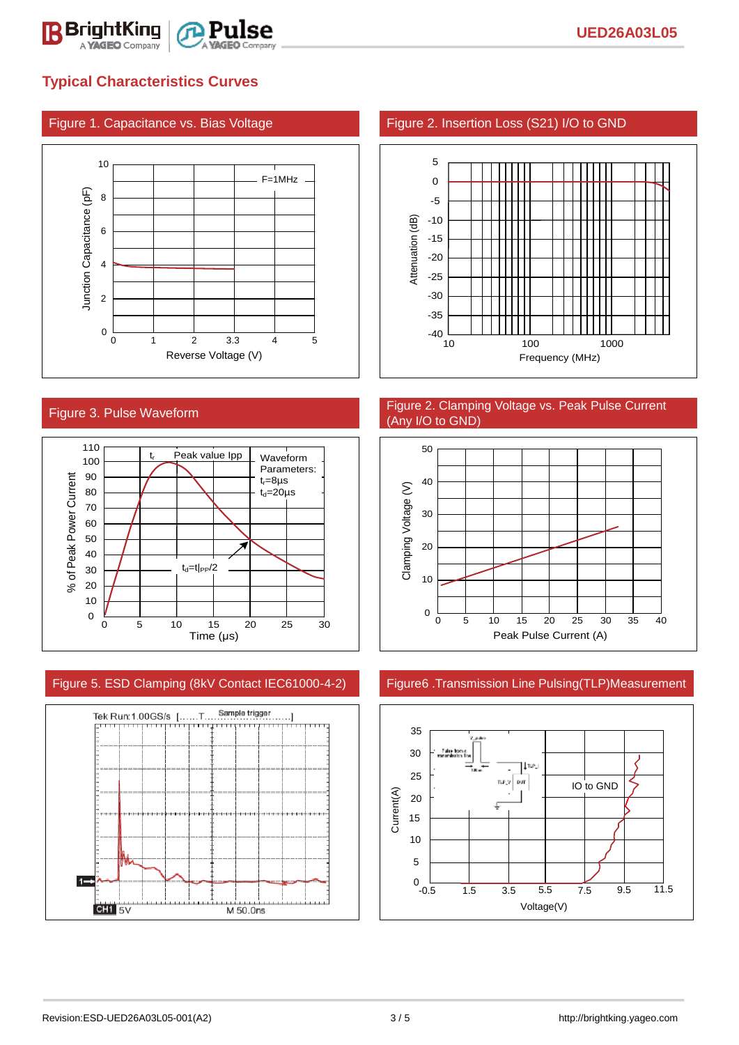## Typical Characteristics Curves

### Figure 1. Capacitance vs. Bias Voltage

F=1MHz

Junction Capacitance (pF)

Reverse Voltage (V)

### Figure 2. Insertion Loss (S21) I/O to GND

Attenuation (dB)

Frequency (MHz)

### Figure 3. Pulse Waveform

$t_r$ Peak value Ipp

Waveform Parameters:
$t_r$=8μs
$t_d$=20μs

$t_d$=t|PP/2

% of Peak Power Current

Time (μs)

### Figure 2. Clamping Voltage vs. Peak Pulse Current (Any I/O to GND)

Clamping Voltage (V)

Peak Pulse Current (A)

### Figure 5. ESD Clamping (8kV Contact IEC61000-4-2)

Tek Run:1.00GS/s [......T......Sample trigger......]

CH1 5V M 50.0ns

### Figure6 .Transmission Line Pulsing(TLP)Measurement

IO to GND

Current(A)

Voltage(V)

Revision:ESD-UED26A03L05-001(A2)

http://brightking.yageo.com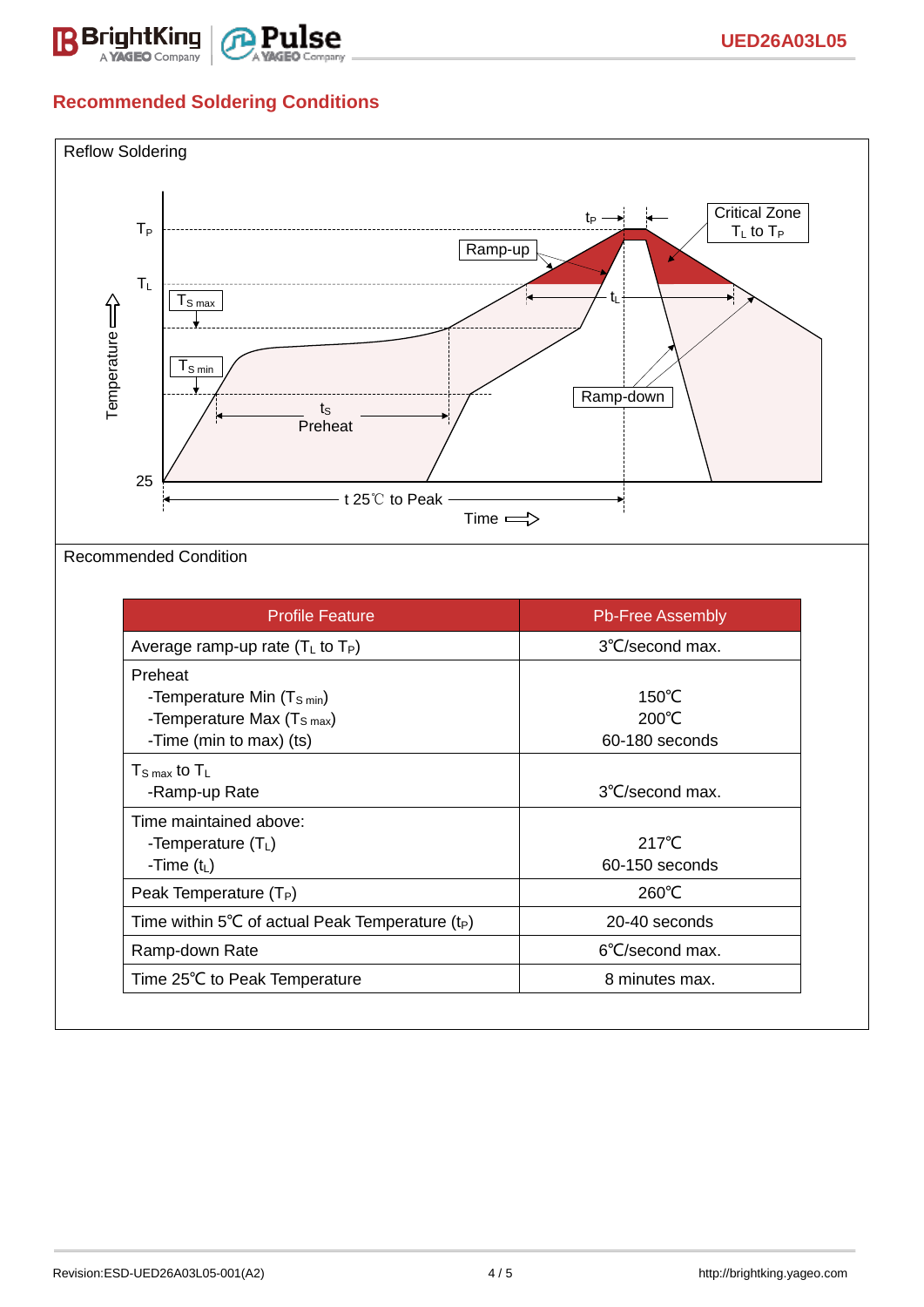## Recommended Soldering Conditions

Reflow Soldering

Recommended Condition

| Profile Feature | Pb-Free Assembly |
|---|---|
| Average ramp-up rate ($T_L$ to $T_P$) | 3℃/second max. |
| Preheat<br>-Temperature Min ($T_{S\ min}$)<br>-Temperature Max ($T_{S\ max}$)<br>-Time (min to max) (ts) | 150℃<br>200℃<br>60-180 seconds |
| $T_{S\ max}$ to $T_L$<br>-Ramp-up Rate | 3℃/second max. |
| Time maintained above:<br>-Temperature ($T_L$)<br>-Time ($t_L$) | 217℃<br>60-150 seconds |
| Peak Temperature ($T_P$) | 260℃ |
| Time within 5℃ of actual Peak Temperature ($t_P$) | 20-40 seconds |
| Ramp-down Rate | 6℃/second max. |
| Time 25℃ to Peak Temperature | 8 minutes max. |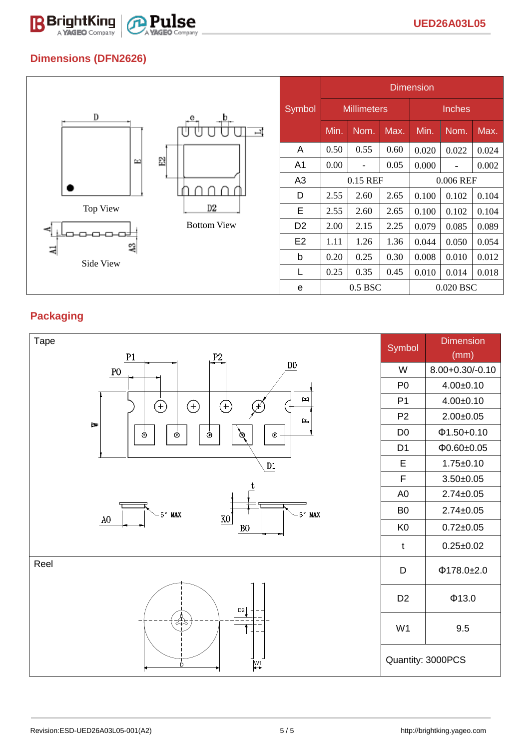## Dimensions (DFN2626)

Top View

Bottom View

Side View

| Symbol | Dimension | | | | | |
|---|---|---|---|---|---|---|
| | Millimeters | | | Inches | | |
| | Min. | Nom. | Max. | Min. | Nom. | Max. |
| A | 0.50 | 0.55 | 0.60 | 0.020 | 0.022 | 0.024 |
| A1 | 0.00 | - | 0.05 | 0.000 | - | 0.002 |
| A3 | 0.15 REF | | | 0.006 REF | | |
| D | 2.55 | 2.60 | 2.65 | 0.100 | 0.102 | 0.104 |
| E | 2.55 | 2.60 | 2.65 | 0.100 | 0.102 | 0.104 |
| D2 | 2.00 | 2.15 | 2.25 | 0.079 | 0.085 | 0.089 |
| E2 | 1.11 | 1.26 | 1.36 | 0.044 | 0.050 | 0.054 |
| b | 0.20 | 0.25 | 0.30 | 0.008 | 0.010 | 0.012 |
| L | 0.25 | 0.35 | 0.45 | 0.010 | 0.014 | 0.018 |
| e | 0.5 BSC | | | 0.020 BSC | | |

## Packaging

Tape

| Symbol | Dimension (mm) |
|---|---|
| W | 8.00+0.30/-0.10 |
| P0 | 4.00±0.10 |
| P1 | 4.00±0.10 |
| P2 | 2.00±0.05 |
| D0 | Φ1.50+0.10 |
| D1 | Φ0.60±0.05 |
| E | 1.75±0.10 |
| F | 3.50±0.05 |
| A0 | 2.74±0.05 |
| B0 | 2.74±0.05 |
| K0 | 0.72±0.05 |
| t | 0.25±0.02 |

Reel

| Symbol | Dimension (mm) |
|---|---|
| D | Φ178.0±2.0 |
| D2 | Φ13.0 |
| W1 | 9.5 |

Quantity: 3000PCS

Revision:ESD-UED26A03L05-001(A2)

http://brightking.yageo.com